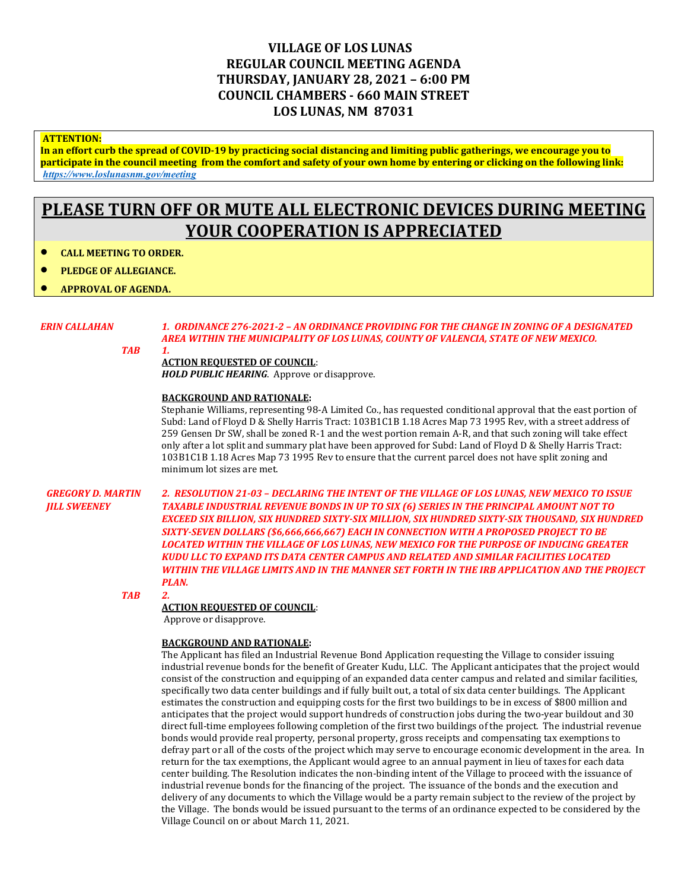# VILLAGE OF LOS LUNAS
## REGULAR COUNCIL MEETING AGENDA
## THURSDAY, JANUARY 28, 2021 – 6:00 PM
## COUNCIL CHAMBERS - 660 MAIN STREET
## LOS LUNAS, NM 87031

**ATTENTION:**
**In an effort curb the spread of COVID-19 by practicing social distancing and limiting public gatherings, we encourage you to participate in the council meeting from the comfort and safety of your own home by entering or clicking on the following link:** ***https://www.loslunasnm.gov/meeting***

# PLEASE TURN OFF OR MUTE ALL ELECTRONIC DEVICES DURING MEETING YOUR COOPERATION IS APPRECIATED

- **CALL MEETING TO ORDER.**
- **PLEDGE OF ALLEGIANCE.**
- **APPROVAL OF AGENDA.**

*ERIN CALLAHAN*

***1. ORDINANCE 276-2021-2 – AN ORDINANCE PROVIDING FOR THE CHANGE IN ZONING OF A DESIGNATED AREA WITHIN THE MUNICIPALITY OF LOS LUNAS, COUNTY OF VALENCIA, STATE OF NEW MEXICO.***

*TAB 1.*

**ACTION REQUESTED OF COUNCIL**:
***HOLD PUBLIC HEARING***. Approve or disapprove.

**BACKGROUND AND RATIONALE:**
Stephanie Williams, representing 98-A Limited Co., has requested conditional approval that the east portion of Subd: Land of Floyd D & Shelly Harris Tract: 103B1C1B 1.18 Acres Map 73 1995 Rev, with a street address of 259 Gensen Dr SW, shall be zoned R-1 and the west portion remain A-R, and that such zoning will take effect only after a lot split and summary plat have been approved for Subd: Land of Floyd D & Shelly Harris Tract: 103B1C1B 1.18 Acres Map 73 1995 Rev to ensure that the current parcel does not have split zoning and minimum lot sizes are met.

*GREGORY D. MARTIN*
*JILL SWEENEY*

***2. RESOLUTION 21-03 – DECLARING THE INTENT OF THE VILLAGE OF LOS LUNAS, NEW MEXICO TO ISSUE TAXABLE INDUSTRIAL REVENUE BONDS IN UP TO SIX (6) SERIES IN THE PRINCIPAL AMOUNT NOT TO EXCEED SIX BILLION, SIX HUNDRED SIXTY-SIX MILLION, SIX HUNDRED SIXTY-SIX THOUSAND, SIX HUNDRED SIXTY-SEVEN DOLLARS ($6,666,666,667) EACH IN CONNECTION WITH A PROPOSED PROJECT TO BE LOCATED WITHIN THE VILLAGE OF LOS LUNAS, NEW MEXICO FOR THE PURPOSE OF INDUCING GREATER KUDU LLC TO EXPAND ITS DATA CENTER CAMPUS AND RELATED AND SIMILAR FACILITIES LOCATED WITHIN THE VILLAGE LIMITS AND IN THE MANNER SET FORTH IN THE IRB APPLICATION AND THE PROJECT PLAN.***

*TAB 2.*

**ACTION REQUESTED OF COUNCIL**:
Approve or disapprove.

**BACKGROUND AND RATIONALE**:
The Applicant has filed an Industrial Revenue Bond Application requesting the Village to consider issuing industrial revenue bonds for the benefit of Greater Kudu, LLC. The Applicant anticipates that the project would consist of the construction and equipping of an expanded data center campus and related and similar facilities, specifically two data center buildings and if fully built out, a total of six data center buildings. The Applicant estimates the construction and equipping costs for the first two buildings to be in excess of $800 million and anticipates that the project would support hundreds of construction jobs during the two-year buildout and 30 direct full-time employees following completion of the first two buildings of the project. The industrial revenue bonds would provide real property, personal property, gross receipts and compensating tax exemptions to defray part or all of the costs of the project which may serve to encourage economic development in the area. In return for the tax exemptions, the Applicant would agree to an annual payment in lieu of taxes for each data center building. The Resolution indicates the non-binding intent of the Village to proceed with the issuance of industrial revenue bonds for the financing of the project. The issuance of the bonds and the execution and delivery of any documents to which the Village would be a party remain subject to the review of the project by the Village. The bonds would be issued pursuant to the terms of an ordinance expected to be considered by the Village Council on or about March 11, 2021.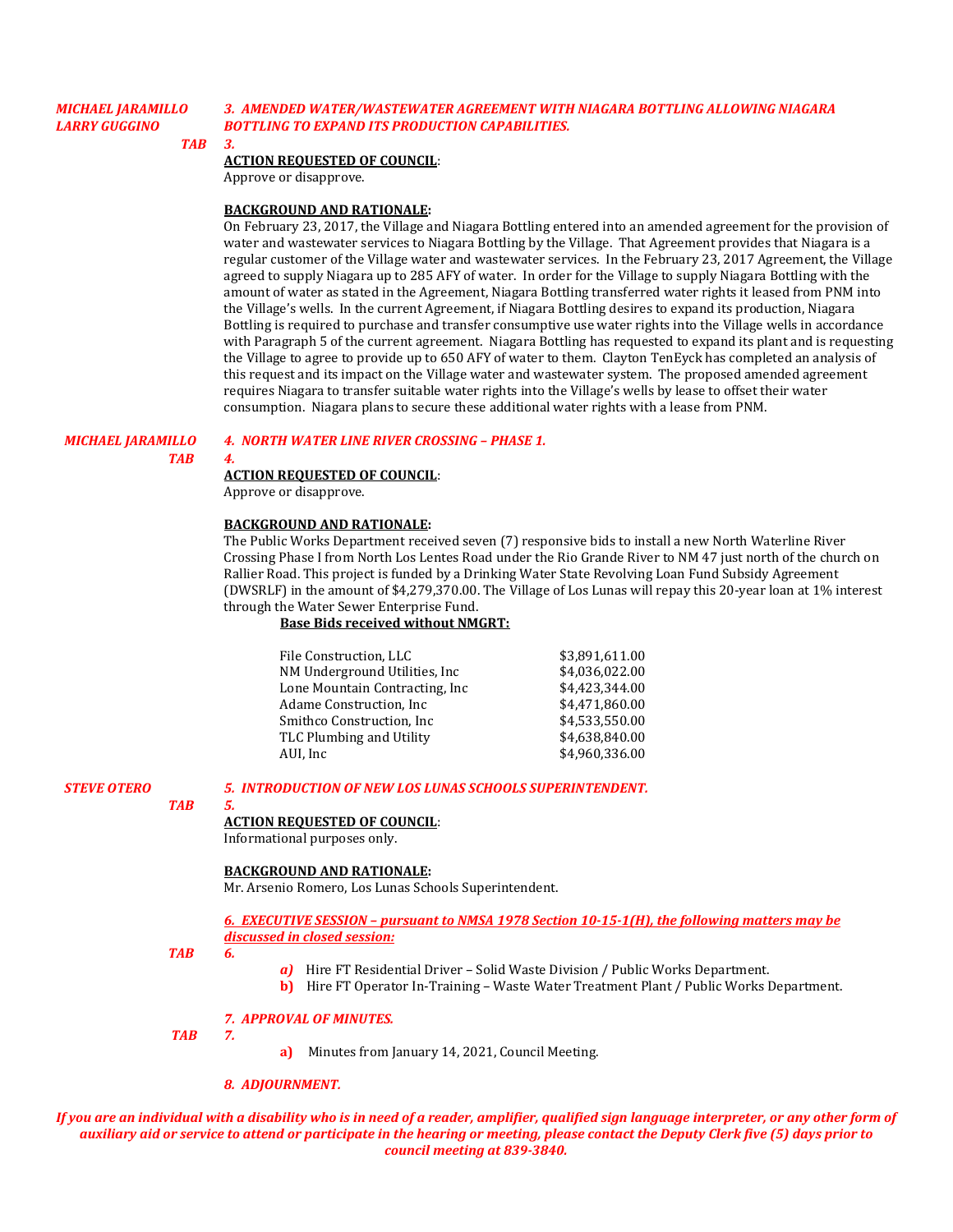*MICHAEL JARAMILLO*
*LARRY GUGGINO*

***3. AMENDED WATER/WASTEWATER AGREEMENT WITH NIAGARA BOTTLING ALLOWING NIAGARA BOTTLING TO EXPAND ITS PRODUCTION CAPABILITIES.***

*TAB 3.*

**ACTION REQUESTED OF COUNCIL**:
Approve or disapprove.

**BACKGROUND AND RATIONALE:**
On February 23, 2017, the Village and Niagara Bottling entered into an amended agreement for the provision of water and wastewater services to Niagara Bottling by the Village. That Agreement provides that Niagara is a regular customer of the Village water and wastewater services. In the February 23, 2017 Agreement, the Village agreed to supply Niagara up to 285 AFY of water. In order for the Village to supply Niagara Bottling with the amount of water as stated in the Agreement, Niagara Bottling transferred water rights it leased from PNM into the Village's wells. In the current Agreement, if Niagara Bottling desires to expand its production, Niagara Bottling is required to purchase and transfer consumptive use water rights into the Village wells in accordance with Paragraph 5 of the current agreement. Niagara Bottling has requested to expand its plant and is requesting the Village to agree to provide up to 650 AFY of water to them. Clayton TenEyck has completed an analysis of this request and its impact on the Village water and wastewater system. The proposed amended agreement requires Niagara to transfer suitable water rights into the Village's wells by lease to offset their water consumption. Niagara plans to secure these additional water rights with a lease from PNM.

*MICHAEL JARAMILLO*

***4. NORTH WATER LINE RIVER CROSSING – PHASE 1.***

*TAB 4.*

**ACTION REQUESTED OF COUNCIL**:
Approve or disapprove.

**BACKGROUND AND RATIONALE:**
The Public Works Department received seven (7) responsive bids to install a new North Waterline River Crossing Phase I from North Los Lentes Road under the Rio Grande River to NM 47 just north of the church on Rallier Road. This project is funded by a Drinking Water State Revolving Loan Fund Subsidy Agreement (DWSRLF) in the amount of $4,279,370.00. The Village of Los Lunas will repay this 20-year loan at 1% interest through the Water Sewer Enterprise Fund.

**Base Bids received without NMGRT:**

| | |
|---|---|
| File Construction, LLC | $3,891,611.00 |
| NM Underground Utilities, Inc | $4,036,022.00 |
| Lone Mountain Contracting, Inc | $4,423,344.00 |
| Adame Construction, Inc | $4,471,860.00 |
| Smithco Construction, Inc | $4,533,550.00 |
| TLC Plumbing and Utility | $4,638,840.00 |
| AUI, Inc | $4,960,336.00 |

*STEVE OTERO*

***5. INTRODUCTION OF NEW LOS LUNAS SCHOOLS SUPERINTENDENT.***

*TAB 5.*

**ACTION REQUESTED OF COUNCIL**:
Informational purposes only.

**BACKGROUND AND RATIONALE:**
Mr. Arsenio Romero, Los Lunas Schools Superintendent.

***6. EXECUTIVE SESSION – pursuant to NMSA 1978 Section 10-15-1(H), the following matters may be discussed in closed session:***

*TAB 6.*

- ***a)*** Hire FT Residential Driver – Solid Waste Division / Public Works Department.
- **b)** Hire FT Operator In-Training – Waste Water Treatment Plant / Public Works Department.

***7. APPROVAL OF MINUTES.***

*TAB 7.*

- **a)** Minutes from January 14, 2021, Council Meeting.

***8. ADJOURNMENT.***

***If you are an individual with a disability who is in need of a reader, amplifier, qualified sign language interpreter, or any other form of auxiliary aid or service to attend or participate in the hearing or meeting, please contact the Deputy Clerk five (5) days prior to council meeting at 839-3840.***